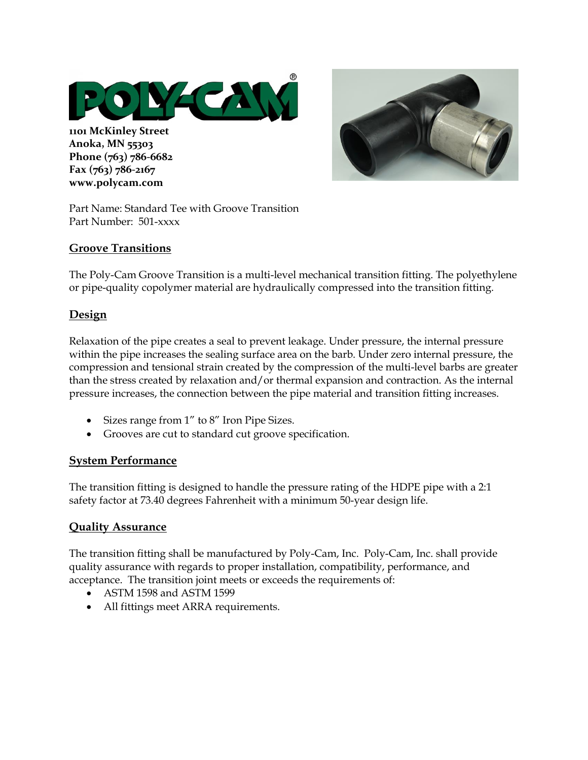POLY-CAM®

**1101 McKinley Street**
**Anoka, MN 55303**
**Phone (763) 786-6682**
**Fax (763) 786-2167**
**www.polycam.com**

Part Name: Standard Tee with Groove Transition
Part Number: 501-xxxx

## Groove Transitions

The Poly-Cam Groove Transition is a multi-level mechanical transition fitting. The polyethylene or pipe-quality copolymer material are hydraulically compressed into the transition fitting.

## Design

Relaxation of the pipe creates a seal to prevent leakage. Under pressure, the internal pressure within the pipe increases the sealing surface area on the barb. Under zero internal pressure, the compression and tensional strain created by the compression of the multi-level barbs are greater than the stress created by relaxation and/or thermal expansion and contraction. As the internal pressure increases, the connection between the pipe material and transition fitting increases.

- Sizes range from 1" to 8" Iron Pipe Sizes.
- Grooves are cut to standard cut groove specification.

## System Performance

The transition fitting is designed to handle the pressure rating of the HDPE pipe with a 2:1 safety factor at 73.40 degrees Fahrenheit with a minimum 50-year design life.

## Quality Assurance

The transition fitting shall be manufactured by Poly-Cam, Inc. Poly-Cam, Inc. shall provide quality assurance with regards to proper installation, compatibility, performance, and acceptance. The transition joint meets or exceeds the requirements of:

- ASTM 1598 and ASTM 1599
- All fittings meet ARRA requirements.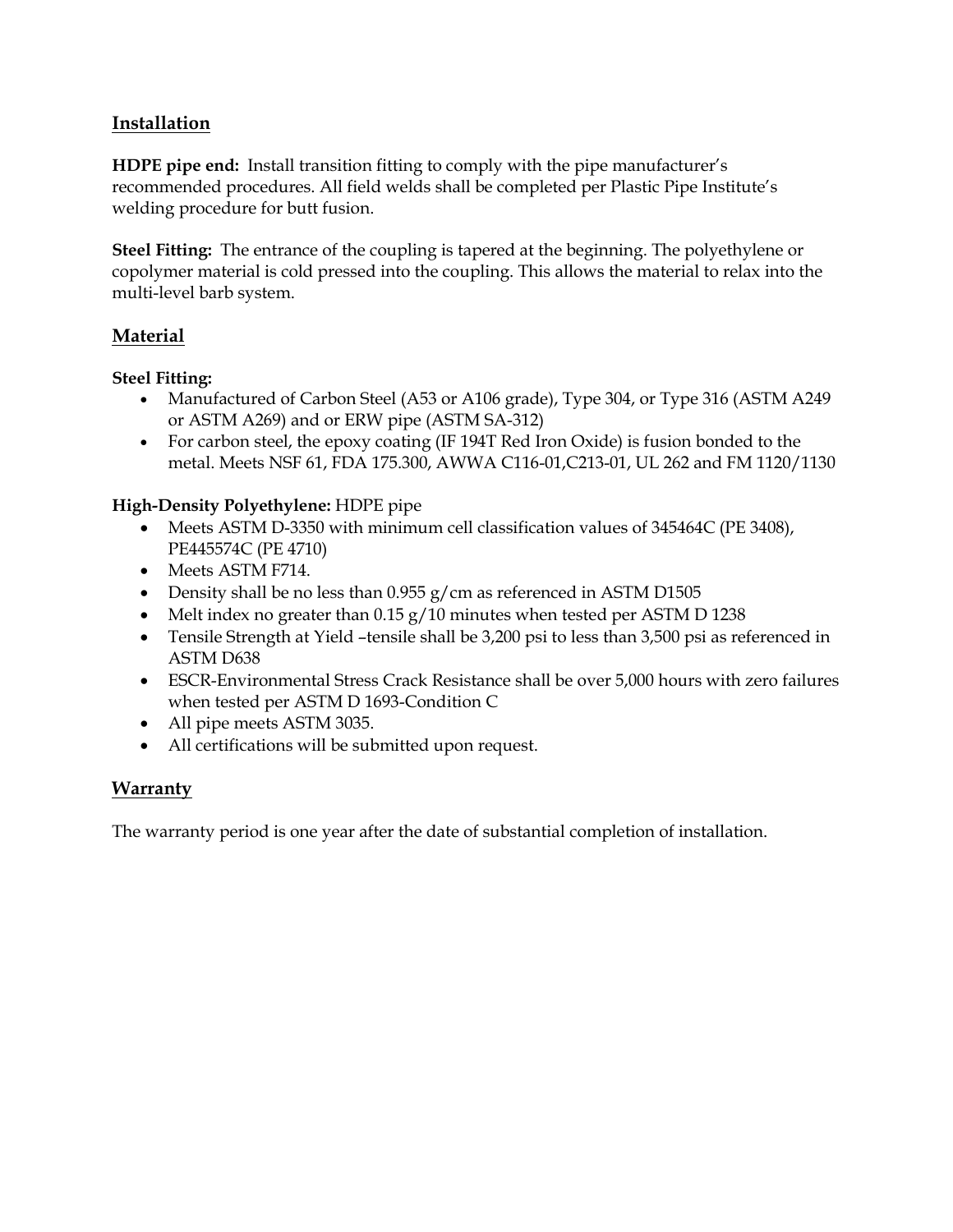## Installation

**HDPE pipe end:** Install transition fitting to comply with the pipe manufacturer's recommended procedures. All field welds shall be completed per Plastic Pipe Institute's welding procedure for butt fusion.

**Steel Fitting:** The entrance of the coupling is tapered at the beginning. The polyethylene or copolymer material is cold pressed into the coupling. This allows the material to relax into the multi-level barb system.

## Material

**Steel Fitting:**

- Manufactured of Carbon Steel (A53 or A106 grade), Type 304, or Type 316 (ASTM A249 or ASTM A269) and or ERW pipe (ASTM SA-312)
- For carbon steel, the epoxy coating (IF 194T Red Iron Oxide) is fusion bonded to the metal. Meets NSF 61, FDA 175.300, AWWA C116-01,C213-01, UL 262 and FM 1120/1130

**High-Density Polyethylene:** HDPE pipe

- Meets ASTM D-3350 with minimum cell classification values of 345464C (PE 3408), PE445574C (PE 4710)
- Meets ASTM F714.
- Density shall be no less than 0.955 g/cm as referenced in ASTM D1505
- Melt index no greater than 0.15 g/10 minutes when tested per ASTM D 1238
- Tensile Strength at Yield –tensile shall be 3,200 psi to less than 3,500 psi as referenced in ASTM D638
- ESCR-Environmental Stress Crack Resistance shall be over 5,000 hours with zero failures when tested per ASTM D 1693-Condition C
- All pipe meets ASTM 3035.
- All certifications will be submitted upon request.

## Warranty

The warranty period is one year after the date of substantial completion of installation.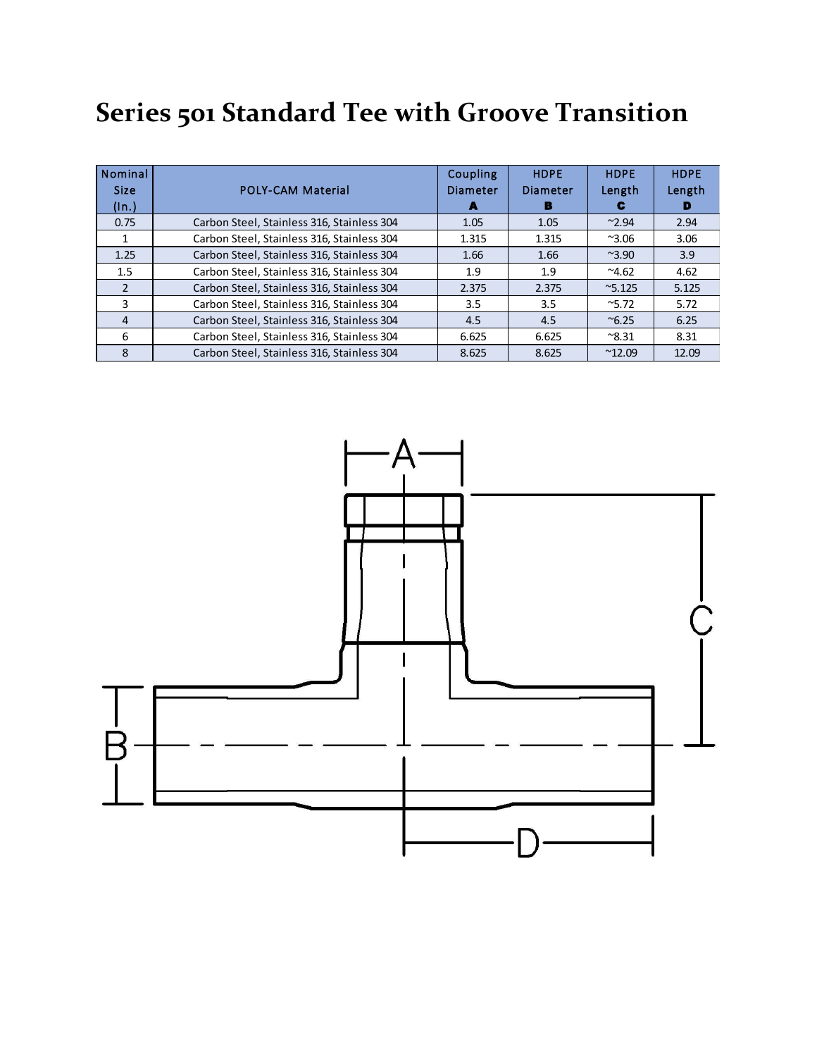# Series 501 Standard Tee with Groove Transition

| Nominal Size (In.) | POLY-CAM Material | Coupling Diameter **A** | HDPE Diameter **B** | HDPE Length **C** | HDPE Length **D** |
|---|---|---|---|---|---|
| 0.75 | Carbon Steel, Stainless 316, Stainless 304 | 1.05 | 1.05 | ~2.94 | 2.94 |
| 1 | Carbon Steel, Stainless 316, Stainless 304 | 1.315 | 1.315 | ~3.06 | 3.06 |
| 1.25 | Carbon Steel, Stainless 316, Stainless 304 | 1.66 | 1.66 | ~3.90 | 3.9 |
| 1.5 | Carbon Steel, Stainless 316, Stainless 304 | 1.9 | 1.9 | ~4.62 | 4.62 |
| 2 | Carbon Steel, Stainless 316, Stainless 304 | 2.375 | 2.375 | ~5.125 | 5.125 |
| 3 | Carbon Steel, Stainless 316, Stainless 304 | 3.5 | 3.5 | ~5.72 | 5.72 |
| 4 | Carbon Steel, Stainless 316, Stainless 304 | 4.5 | 4.5 | ~6.25 | 6.25 |
| 6 | Carbon Steel, Stainless 316, Stainless 304 | 6.625 | 6.625 | ~8.31 | 8.31 |
| 8 | Carbon Steel, Stainless 316, Stainless 304 | 8.625 | 8.625 | ~12.09 | 12.09 |

A

B

C

D